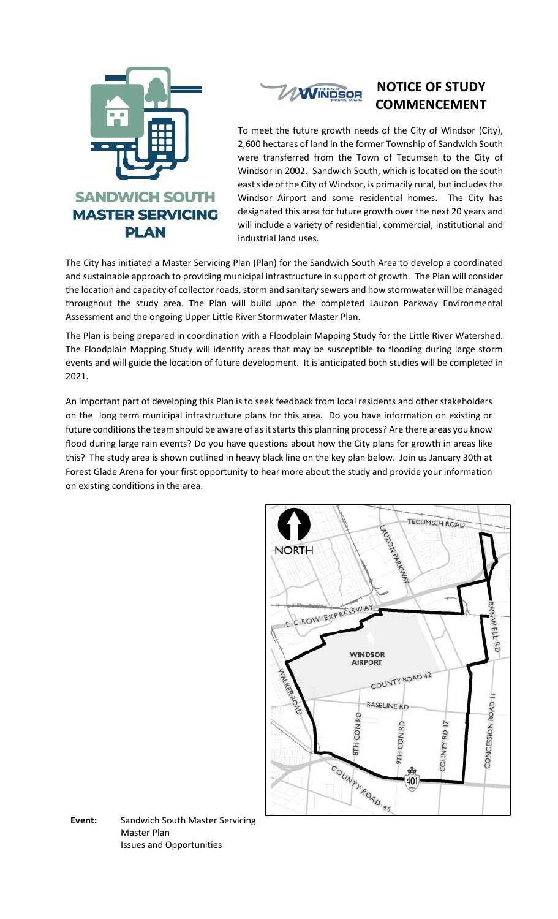# SANDWICH SOUTH MASTER SERVICING PLAN

## NOTICE OF STUDY COMMENCEMENT

To meet the future growth needs of the City of Windsor (City), 2,600 hectares of land in the former Township of Sandwich South were transferred from the Town of Tecumseh to the City of Windsor in 2002. Sandwich South, which is located on the south east side of the City of Windsor, is primarily rural, but includes the Windsor Airport and some residential homes. The City has designated this area for future growth over the next 20 years and will include a variety of residential, commercial, institutional and industrial land uses.

The City has initiated a Master Servicing Plan (Plan) for the Sandwich South Area to develop a coordinated and sustainable approach to providing municipal infrastructure in support of growth. The Plan will consider the location and capacity of collector roads, storm and sanitary sewers and how stormwater will be managed throughout the study area. The Plan will build upon the completed Lauzon Parkway Environmental Assessment and the ongoing Upper Little River Stormwater Master Plan.

The Plan is being prepared in coordination with a Floodplain Mapping Study for the Little River Watershed. The Floodplain Mapping Study will identify areas that may be susceptible to flooding during large storm events and will guide the location of future development. It is anticipated both studies will be completed in 2021.

An important part of developing this Plan is to seek feedback from local residents and other stakeholders on the long term municipal infrastructure plans for this area. Do you have information on existing or future conditions the team should be aware of as it starts this planning process? Are there areas you know flood during large rain events? Do you have questions about how the City plans for growth in areas like this? The study area is shown outlined in heavy black line on the key plan below. Join us January 30th at Forest Glade Arena for your first opportunity to hear more about the study and provide your information on existing conditions in the area.

**Event:** Sandwich South Master Servicing Master Plan
Issues and Opportunities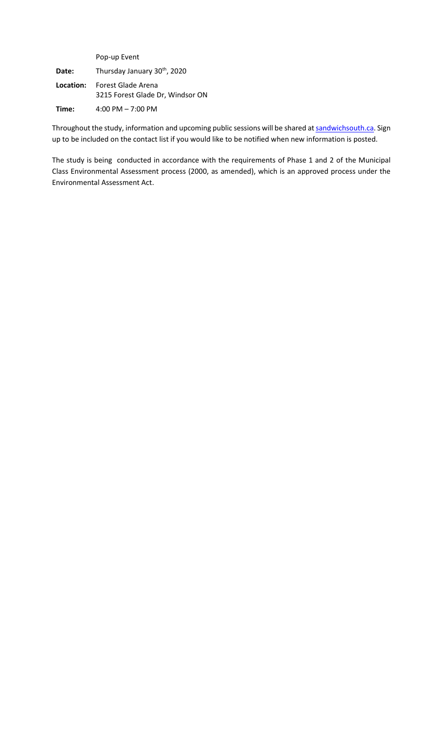| | Pop-up Event |
|---|---|
| **Date:** | Thursday January 30th, 2020 |
| **Location:** | Forest Glade Arena<br>3215 Forest Glade Dr, Windsor ON |
| **Time:** | 4:00 PM – 7:00 PM |

Throughout the study, information and upcoming public sessions will be shared at [sandwichsouth.ca](sandwichsouth.ca). Sign up to be included on the contact list if you would like to be notified when new information is posted.

The study is being conducted in accordance with the requirements of Phase 1 and 2 of the Municipal Class Environmental Assessment process (2000, as amended), which is an approved process under the Environmental Assessment Act.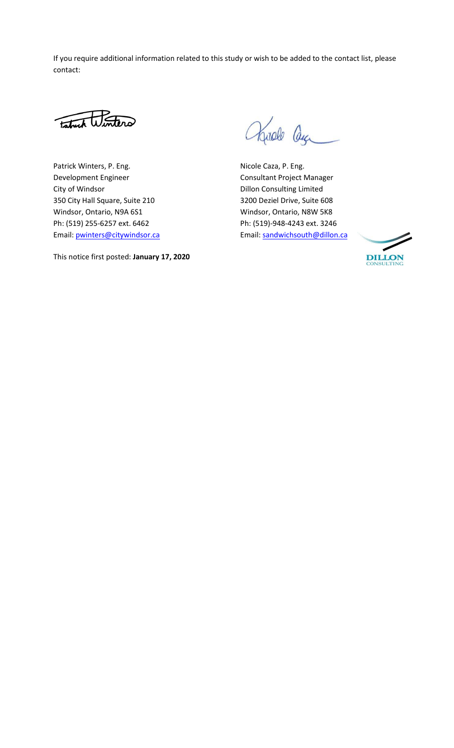If you require additional information related to this study or wish to be added to the contact list, please contact:

Patrick Winters, P. Eng.
Development Engineer
City of Windsor
350 City Hall Square, Suite 210
Windsor, Ontario, N9A 6S1
Ph: (519) 255-6257 ext. 6462
Email: pwinters@citywindsor.ca

Nicole Caza, P. Eng.
Consultant Project Manager
Dillon Consulting Limited
3200 Deziel Drive, Suite 608
Windsor, Ontario, N8W 5K8
Ph: (519)-948-4243 ext. 3246
Email: sandwichsouth@dillon.ca

This notice first posted: **January 17, 2020**